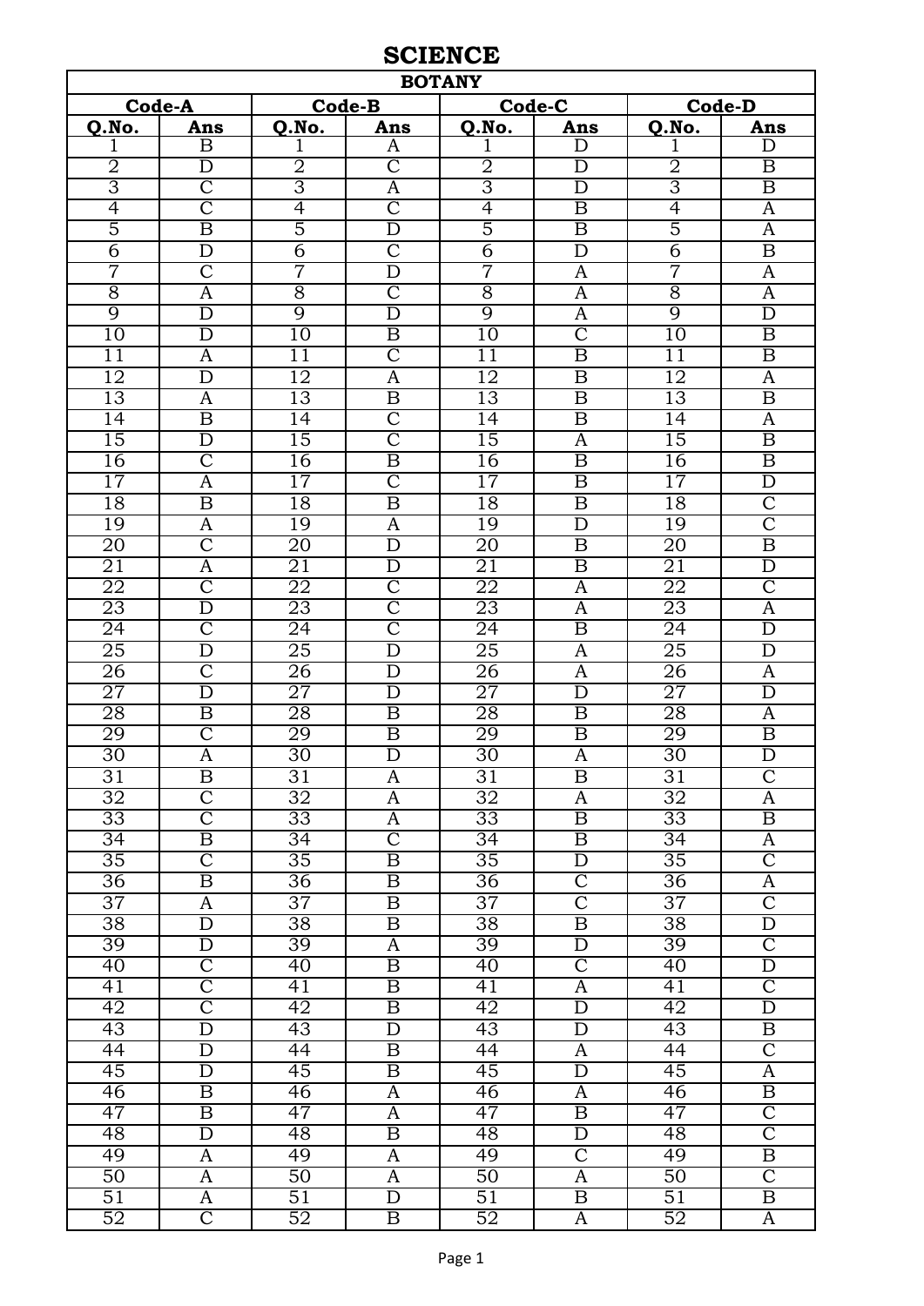# SCIENCE

| BOTANY | | | | | | | |
|---|---|---|---|---|---|---|---|
| **Code-A** | | **Code-B** | | **Code-C** | | **Code-D** | |
| **Q.No.** | **Ans** | **Q.No.** | **Ans** | **Q.No.** | **Ans** | **Q.No.** | **Ans** |
| 1 | B | 1 | A | 1 | D | 1 | D |
| 2 | D | 2 | C | 2 | D | 2 | B |
| 3 | C | 3 | A | 3 | D | 3 | B |
| 4 | C | 4 | C | 4 | B | 4 | A |
| 5 | B | 5 | D | 5 | B | 5 | A |
| 6 | D | 6 | C | 6 | D | 6 | B |
| 7 | C | 7 | D | 7 | A | 7 | A |
| 8 | A | 8 | C | 8 | A | 8 | A |
| 9 | D | 9 | D | 9 | A | 9 | D |
| 10 | D | 10 | B | 10 | C | 10 | B |
| 11 | A | 11 | C | 11 | B | 11 | B |
| 12 | D | 12 | A | 12 | B | 12 | A |
| 13 | A | 13 | B | 13 | B | 13 | B |
| 14 | B | 14 | C | 14 | B | 14 | A |
| 15 | D | 15 | C | 15 | A | 15 | B |
| 16 | C | 16 | B | 16 | B | 16 | B |
| 17 | A | 17 | C | 17 | B | 17 | D |
| 18 | B | 18 | B | 18 | B | 18 | C |
| 19 | A | 19 | A | 19 | D | 19 | C |
| 20 | C | 20 | D | 20 | B | 20 | B |
| 21 | A | 21 | D | 21 | B | 21 | D |
| 22 | C | 22 | C | 22 | A | 22 | C |
| 23 | D | 23 | C | 23 | A | 23 | A |
| 24 | C | 24 | C | 24 | B | 24 | D |
| 25 | D | 25 | D | 25 | A | 25 | D |
| 26 | C | 26 | D | 26 | A | 26 | A |
| 27 | D | 27 | D | 27 | D | 27 | D |
| 28 | B | 28 | B | 28 | B | 28 | A |
| 29 | C | 29 | B | 29 | B | 29 | B |
| 30 | A | 30 | D | 30 | A | 30 | D |
| 31 | B | 31 | A | 31 | B | 31 | C |
| 32 | C | 32 | A | 32 | A | 32 | A |
| 33 | C | 33 | A | 33 | B | 33 | B |
| 34 | B | 34 | C | 34 | B | 34 | A |
| 35 | C | 35 | B | 35 | D | 35 | C |
| 36 | B | 36 | B | 36 | C | 36 | A |
| 37 | A | 37 | B | 37 | C | 37 | C |
| 38 | D | 38 | B | 38 | B | 38 | D |
| 39 | D | 39 | A | 39 | D | 39 | C |
| 40 | C | 40 | B | 40 | C | 40 | D |
| 41 | C | 41 | B | 41 | A | 41 | C |
| 42 | C | 42 | B | 42 | D | 42 | D |
| 43 | D | 43 | D | 43 | D | 43 | B |
| 44 | D | 44 | B | 44 | A | 44 | C |
| 45 | D | 45 | B | 45 | D | 45 | A |
| 46 | B | 46 | A | 46 | A | 46 | B |
| 47 | B | 47 | A | 47 | B | 47 | C |
| 48 | D | 48 | B | 48 | D | 48 | C |
| 49 | A | 49 | A | 49 | C | 49 | B |
| 50 | A | 50 | A | 50 | A | 50 | C |
| 51 | A | 51 | D | 51 | B | 51 | B |
| 52 | C | 52 | B | 52 | A | 52 | A |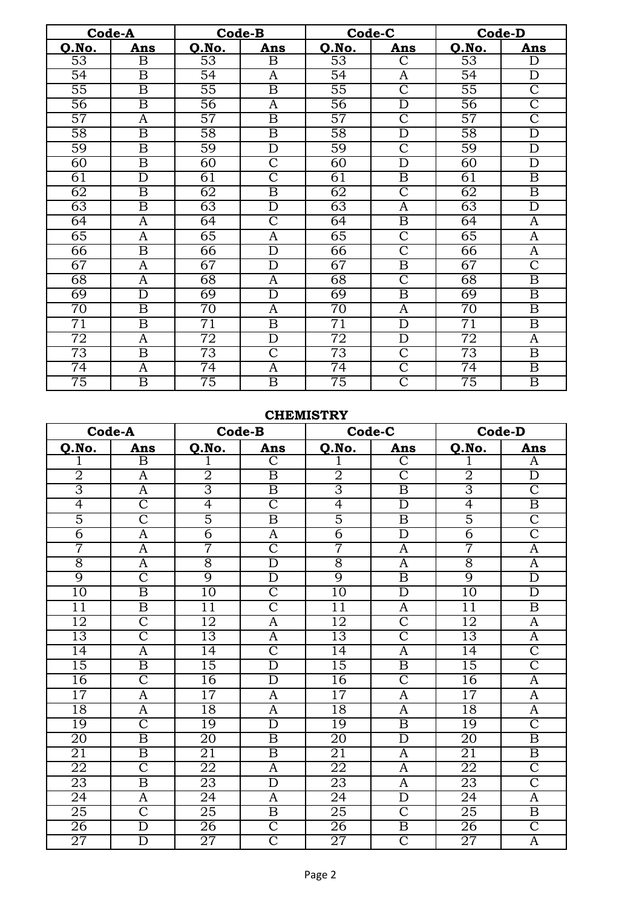| Code-A | | Code-B | | Code-C | | Code-D | |
|---|---|---|---|---|---|---|---|
| Q.No. | Ans | Q.No. | Ans | Q.No. | Ans | Q.No. | Ans |
| 53 | B | 53 | B | 53 | C | 53 | D |
| 54 | B | 54 | A | 54 | A | 54 | D |
| 55 | B | 55 | B | 55 | C | 55 | C |
| 56 | B | 56 | A | 56 | D | 56 | C |
| 57 | A | 57 | B | 57 | C | 57 | C |
| 58 | B | 58 | B | 58 | D | 58 | D |
| 59 | B | 59 | D | 59 | C | 59 | D |
| 60 | B | 60 | C | 60 | D | 60 | D |
| 61 | D | 61 | C | 61 | B | 61 | B |
| 62 | B | 62 | B | 62 | C | 62 | B |
| 63 | B | 63 | D | 63 | A | 63 | D |
| 64 | A | 64 | C | 64 | B | 64 | A |
| 65 | A | 65 | A | 65 | C | 65 | A |
| 66 | B | 66 | D | 66 | C | 66 | A |
| 67 | A | 67 | D | 67 | B | 67 | C |
| 68 | A | 68 | A | 68 | C | 68 | B |
| 69 | D | 69 | D | 69 | B | 69 | B |
| 70 | B | 70 | A | 70 | A | 70 | B |
| 71 | B | 71 | B | 71 | D | 71 | B |
| 72 | A | 72 | D | 72 | D | 72 | A |
| 73 | B | 73 | C | 73 | C | 73 | B |
| 74 | A | 74 | A | 74 | C | 74 | B |
| 75 | B | 75 | B | 75 | C | 75 | B |

## CHEMISTRY

| Code-A | | Code-B | | Code-C | | Code-D | |
|---|---|---|---|---|---|---|---|
| Q.No. | Ans | Q.No. | Ans | Q.No. | Ans | Q.No. | Ans |
| 1 | B | 1 | C | 1 | C | 1 | A |
| 2 | A | 2 | B | 2 | C | 2 | D |
| 3 | A | 3 | B | 3 | B | 3 | C |
| 4 | C | 4 | C | 4 | D | 4 | B |
| 5 | C | 5 | B | 5 | B | 5 | C |
| 6 | A | 6 | A | 6 | D | 6 | C |
| 7 | A | 7 | C | 7 | A | 7 | A |
| 8 | A | 8 | D | 8 | A | 8 | A |
| 9 | C | 9 | D | 9 | B | 9 | D |
| 10 | B | 10 | C | 10 | D | 10 | D |
| 11 | B | 11 | C | 11 | A | 11 | B |
| 12 | C | 12 | A | 12 | C | 12 | A |
| 13 | C | 13 | A | 13 | C | 13 | A |
| 14 | A | 14 | C | 14 | A | 14 | C |
| 15 | B | 15 | D | 15 | B | 15 | C |
| 16 | C | 16 | D | 16 | C | 16 | A |
| 17 | A | 17 | A | 17 | A | 17 | A |
| 18 | A | 18 | A | 18 | A | 18 | A |
| 19 | C | 19 | D | 19 | B | 19 | C |
| 20 | B | 20 | B | 20 | D | 20 | B |
| 21 | B | 21 | B | 21 | A | 21 | B |
| 22 | C | 22 | A | 22 | A | 22 | C |
| 23 | B | 23 | D | 23 | A | 23 | C |
| 24 | A | 24 | A | 24 | D | 24 | A |
| 25 | C | 25 | B | 25 | C | 25 | B |
| 26 | D | 26 | C | 26 | B | 26 | C |
| 27 | D | 27 | C | 27 | C | 27 | A |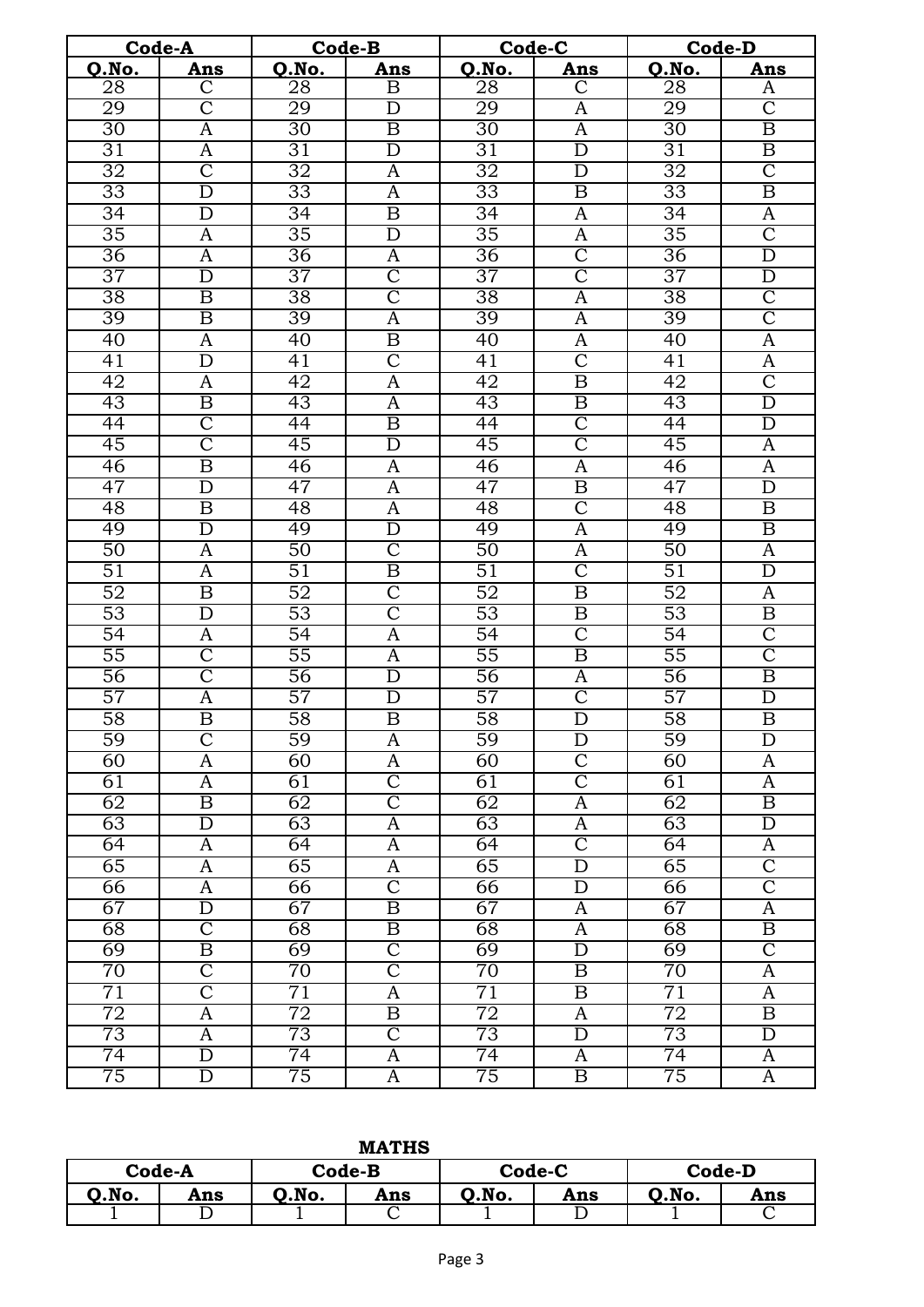| Code-A | | Code-B | | Code-C | | Code-D | |
|---|---|---|---|---|---|---|---|
| Q.No. | Ans | Q.No. | Ans | Q.No. | Ans | Q.No. | Ans |
| 28 | C | 28 | B | 28 | C | 28 | A |
| 29 | C | 29 | D | 29 | A | 29 | C |
| 30 | A | 30 | B | 30 | A | 30 | B |
| 31 | A | 31 | D | 31 | D | 31 | B |
| 32 | C | 32 | A | 32 | D | 32 | C |
| 33 | D | 33 | A | 33 | B | 33 | B |
| 34 | D | 34 | B | 34 | A | 34 | A |
| 35 | A | 35 | D | 35 | A | 35 | C |
| 36 | A | 36 | A | 36 | C | 36 | D |
| 37 | D | 37 | C | 37 | C | 37 | D |
| 38 | B | 38 | C | 38 | A | 38 | C |
| 39 | B | 39 | A | 39 | A | 39 | C |
| 40 | A | 40 | B | 40 | A | 40 | A |
| 41 | D | 41 | C | 41 | C | 41 | A |
| 42 | A | 42 | A | 42 | B | 42 | C |
| 43 | B | 43 | A | 43 | B | 43 | D |
| 44 | C | 44 | B | 44 | C | 44 | D |
| 45 | C | 45 | D | 45 | C | 45 | A |
| 46 | B | 46 | A | 46 | A | 46 | A |
| 47 | D | 47 | A | 47 | B | 47 | D |
| 48 | B | 48 | A | 48 | C | 48 | B |
| 49 | D | 49 | D | 49 | A | 49 | B |
| 50 | A | 50 | C | 50 | A | 50 | A |
| 51 | A | 51 | B | 51 | C | 51 | D |
| 52 | B | 52 | C | 52 | B | 52 | A |
| 53 | D | 53 | C | 53 | B | 53 | B |
| 54 | A | 54 | A | 54 | C | 54 | C |
| 55 | C | 55 | A | 55 | B | 55 | C |
| 56 | C | 56 | D | 56 | A | 56 | B |
| 57 | A | 57 | D | 57 | C | 57 | D |
| 58 | B | 58 | B | 58 | D | 58 | B |
| 59 | C | 59 | A | 59 | D | 59 | D |
| 60 | A | 60 | A | 60 | C | 60 | A |
| 61 | A | 61 | C | 61 | C | 61 | A |
| 62 | B | 62 | C | 62 | A | 62 | B |
| 63 | D | 63 | A | 63 | A | 63 | D |
| 64 | A | 64 | A | 64 | C | 64 | A |
| 65 | A | 65 | A | 65 | D | 65 | C |
| 66 | A | 66 | C | 66 | D | 66 | C |
| 67 | D | 67 | B | 67 | A | 67 | A |
| 68 | C | 68 | B | 68 | A | 68 | B |
| 69 | B | 69 | C | 69 | D | 69 | C |
| 70 | C | 70 | C | 70 | B | 70 | A |
| 71 | C | 71 | A | 71 | B | 71 | A |
| 72 | A | 72 | B | 72 | A | 72 | B |
| 73 | A | 73 | C | 73 | D | 73 | D |
| 74 | D | 74 | A | 74 | A | 74 | A |
| 75 | D | 75 | A | 75 | B | 75 | A |

## MATHS

| Code-A | | Code-B | | Code-C | | Code-D | |
|---|---|---|---|---|---|---|---|
| Q.No. | Ans | Q.No. | Ans | Q.No. | Ans | Q.No. | Ans |
| 1 | D | 1 | C | 1 | D | 1 | C |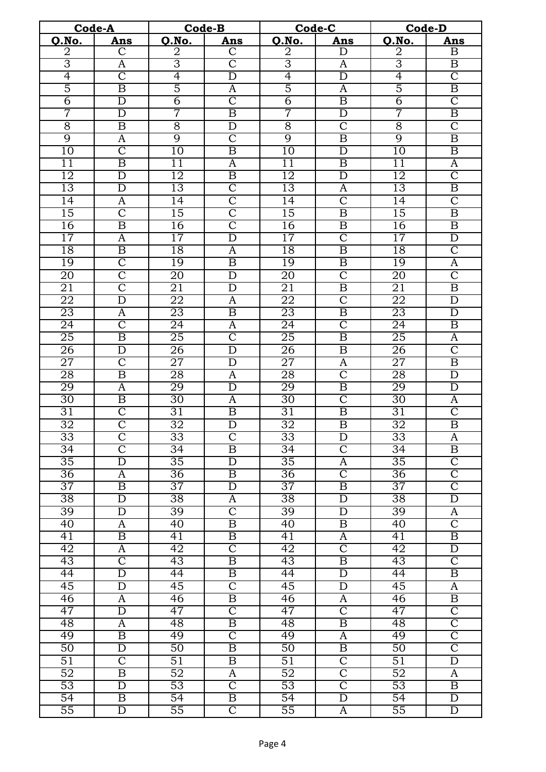| Code-A | | Code-B | | Code-C | | Code-D | |
|---|---|---|---|---|---|---|---|
| Q.No. | Ans | Q.No. | Ans | Q.No. | Ans | Q.No. | Ans |
| 2 | C | 2 | C | 2 | D | 2 | B |
| 3 | A | 3 | C | 3 | A | 3 | B |
| 4 | C | 4 | D | 4 | D | 4 | C |
| 5 | B | 5 | A | 5 | A | 5 | B |
| 6 | D | 6 | C | 6 | B | 6 | C |
| 7 | D | 7 | B | 7 | D | 7 | B |
| 8 | B | 8 | D | 8 | C | 8 | C |
| 9 | A | 9 | C | 9 | B | 9 | B |
| 10 | C | 10 | B | 10 | D | 10 | B |
| 11 | B | 11 | A | 11 | B | 11 | A |
| 12 | D | 12 | B | 12 | D | 12 | C |
| 13 | D | 13 | C | 13 | A | 13 | B |
| 14 | A | 14 | C | 14 | C | 14 | C |
| 15 | C | 15 | C | 15 | B | 15 | B |
| 16 | B | 16 | C | 16 | B | 16 | B |
| 17 | A | 17 | D | 17 | C | 17 | D |
| 18 | B | 18 | A | 18 | B | 18 | C |
| 19 | C | 19 | B | 19 | B | 19 | A |
| 20 | C | 20 | D | 20 | C | 20 | C |
| 21 | C | 21 | D | 21 | B | 21 | B |
| 22 | D | 22 | A | 22 | C | 22 | D |
| 23 | A | 23 | B | 23 | B | 23 | D |
| 24 | C | 24 | A | 24 | C | 24 | B |
| 25 | B | 25 | C | 25 | B | 25 | A |
| 26 | D | 26 | D | 26 | B | 26 | C |
| 27 | C | 27 | D | 27 | A | 27 | B |
| 28 | B | 28 | A | 28 | C | 28 | D |
| 29 | A | 29 | D | 29 | B | 29 | D |
| 30 | B | 30 | A | 30 | C | 30 | A |
| 31 | C | 31 | B | 31 | B | 31 | C |
| 32 | C | 32 | D | 32 | B | 32 | B |
| 33 | C | 33 | C | 33 | D | 33 | A |
| 34 | C | 34 | B | 34 | C | 34 | B |
| 35 | D | 35 | D | 35 | A | 35 | C |
| 36 | A | 36 | B | 36 | C | 36 | C |
| 37 | B | 37 | D | 37 | B | 37 | C |
| 38 | D | 38 | A | 38 | D | 38 | D |
| 39 | D | 39 | C | 39 | D | 39 | A |
| 40 | A | 40 | B | 40 | B | 40 | C |
| 41 | B | 41 | B | 41 | A | 41 | B |
| 42 | A | 42 | C | 42 | C | 42 | D |
| 43 | C | 43 | B | 43 | B | 43 | C |
| 44 | D | 44 | B | 44 | D | 44 | B |
| 45 | D | 45 | C | 45 | D | 45 | A |
| 46 | A | 46 | B | 46 | A | 46 | B |
| 47 | D | 47 | C | 47 | C | 47 | C |
| 48 | A | 48 | B | 48 | B | 48 | C |
| 49 | B | 49 | C | 49 | A | 49 | C |
| 50 | D | 50 | B | 50 | B | 50 | C |
| 51 | C | 51 | B | 51 | C | 51 | D |
| 52 | B | 52 | A | 52 | C | 52 | A |
| 53 | D | 53 | C | 53 | C | 53 | B |
| 54 | B | 54 | B | 54 | D | 54 | D |
| 55 | D | 55 | C | 55 | A | 55 | D |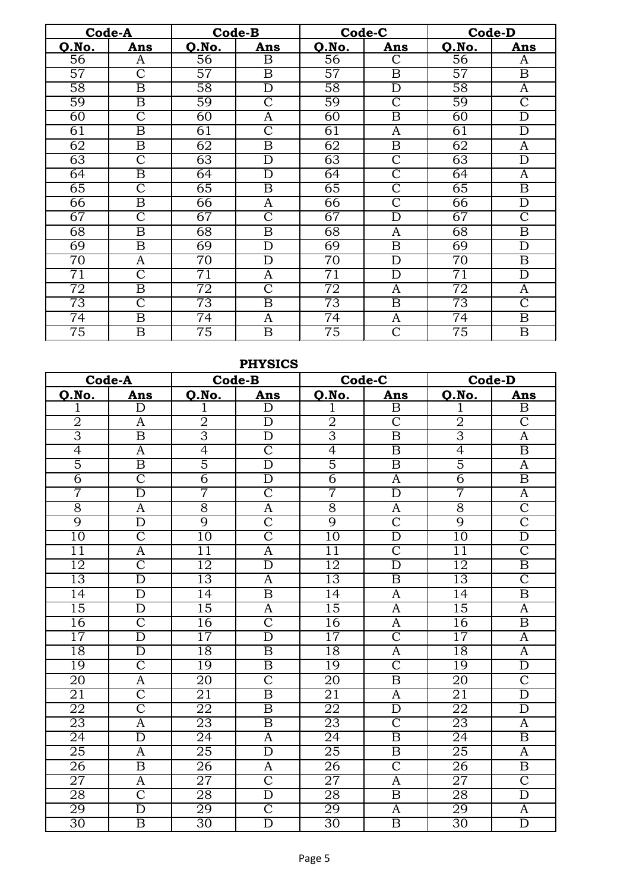| Code-A | | Code-B | | Code-C | | Code-D | |
|---|---|---|---|---|---|---|---|
| Q.No. | Ans | Q.No. | Ans | Q.No. | Ans | Q.No. | Ans |
| 56 | A | 56 | B | 56 | C | 56 | A |
| 57 | C | 57 | B | 57 | B | 57 | B |
| 58 | B | 58 | D | 58 | D | 58 | A |
| 59 | B | 59 | C | 59 | C | 59 | C |
| 60 | C | 60 | A | 60 | B | 60 | D |
| 61 | B | 61 | C | 61 | A | 61 | D |
| 62 | B | 62 | B | 62 | B | 62 | A |
| 63 | C | 63 | D | 63 | C | 63 | D |
| 64 | B | 64 | D | 64 | C | 64 | A |
| 65 | C | 65 | B | 65 | C | 65 | B |
| 66 | B | 66 | A | 66 | C | 66 | D |
| 67 | C | 67 | C | 67 | D | 67 | C |
| 68 | B | 68 | B | 68 | A | 68 | B |
| 69 | B | 69 | D | 69 | B | 69 | D |
| 70 | A | 70 | D | 70 | D | 70 | B |
| 71 | C | 71 | A | 71 | D | 71 | D |
| 72 | B | 72 | C | 72 | A | 72 | A |
| 73 | C | 73 | B | 73 | B | 73 | C |
| 74 | B | 74 | A | 74 | A | 74 | B |
| 75 | B | 75 | B | 75 | C | 75 | B |

**PHYSICS**

| Code-A | | Code-B | | Code-C | | Code-D | |
|---|---|---|---|---|---|---|---|
| Q.No. | Ans | Q.No. | Ans | Q.No. | Ans | Q.No. | Ans |
| 1 | D | 1 | D | 1 | B | 1 | B |
| 2 | A | 2 | D | 2 | C | 2 | C |
| 3 | B | 3 | D | 3 | B | 3 | A |
| 4 | A | 4 | C | 4 | B | 4 | B |
| 5 | B | 5 | D | 5 | B | 5 | A |
| 6 | C | 6 | D | 6 | A | 6 | B |
| 7 | D | 7 | C | 7 | D | 7 | A |
| 8 | A | 8 | A | 8 | A | 8 | C |
| 9 | D | 9 | C | 9 | C | 9 | C |
| 10 | C | 10 | C | 10 | D | 10 | D |
| 11 | A | 11 | A | 11 | C | 11 | C |
| 12 | C | 12 | D | 12 | D | 12 | B |
| 13 | D | 13 | A | 13 | B | 13 | C |
| 14 | D | 14 | B | 14 | A | 14 | B |
| 15 | D | 15 | A | 15 | A | 15 | A |
| 16 | C | 16 | C | 16 | A | 16 | B |
| 17 | D | 17 | D | 17 | C | 17 | A |
| 18 | D | 18 | B | 18 | A | 18 | A |
| 19 | C | 19 | B | 19 | C | 19 | D |
| 20 | A | 20 | C | 20 | B | 20 | C |
| 21 | C | 21 | B | 21 | A | 21 | D |
| 22 | C | 22 | B | 22 | D | 22 | D |
| 23 | A | 23 | B | 23 | C | 23 | A |
| 24 | D | 24 | A | 24 | B | 24 | B |
| 25 | A | 25 | D | 25 | B | 25 | A |
| 26 | B | 26 | A | 26 | C | 26 | B |
| 27 | A | 27 | C | 27 | A | 27 | C |
| 28 | C | 28 | D | 28 | B | 28 | D |
| 29 | D | 29 | C | 29 | A | 29 | A |
| 30 | B | 30 | D | 30 | B | 30 | D |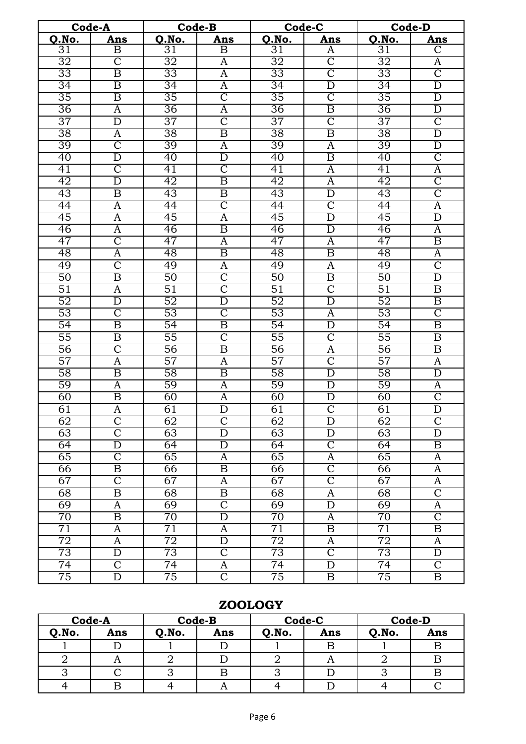| Code-A | | Code-B | | Code-C | | Code-D | |
|---|---|---|---|---|---|---|---|
| Q.No. | Ans | Q.No. | Ans | Q.No. | Ans | Q.No. | Ans |
| 31 | B | 31 | B | 31 | A | 31 | C |
| 32 | C | 32 | A | 32 | C | 32 | A |
| 33 | B | 33 | A | 33 | C | 33 | C |
| 34 | B | 34 | A | 34 | D | 34 | D |
| 35 | B | 35 | C | 35 | C | 35 | D |
| 36 | A | 36 | A | 36 | B | 36 | D |
| 37 | D | 37 | C | 37 | C | 37 | C |
| 38 | A | 38 | B | 38 | B | 38 | D |
| 39 | C | 39 | A | 39 | A | 39 | D |
| 40 | D | 40 | D | 40 | B | 40 | C |
| 41 | C | 41 | C | 41 | A | 41 | A |
| 42 | D | 42 | B | 42 | A | 42 | C |
| 43 | B | 43 | B | 43 | D | 43 | C |
| 44 | A | 44 | C | 44 | C | 44 | A |
| 45 | A | 45 | A | 45 | D | 45 | D |
| 46 | A | 46 | B | 46 | D | 46 | A |
| 47 | C | 47 | A | 47 | A | 47 | B |
| 48 | A | 48 | B | 48 | B | 48 | A |
| 49 | C | 49 | A | 49 | A | 49 | C |
| 50 | B | 50 | C | 50 | B | 50 | D |
| 51 | A | 51 | C | 51 | C | 51 | B |
| 52 | D | 52 | D | 52 | D | 52 | B |
| 53 | C | 53 | C | 53 | A | 53 | C |
| 54 | B | 54 | B | 54 | D | 54 | B |
| 55 | B | 55 | C | 55 | C | 55 | B |
| 56 | C | 56 | B | 56 | A | 56 | B |
| 57 | A | 57 | A | 57 | C | 57 | A |
| 58 | B | 58 | B | 58 | D | 58 | D |
| 59 | A | 59 | A | 59 | D | 59 | A |
| 60 | B | 60 | A | 60 | D | 60 | C |
| 61 | A | 61 | D | 61 | C | 61 | D |
| 62 | C | 62 | C | 62 | D | 62 | C |
| 63 | C | 63 | D | 63 | D | 63 | D |
| 64 | D | 64 | D | 64 | C | 64 | B |
| 65 | C | 65 | A | 65 | A | 65 | A |
| 66 | B | 66 | B | 66 | C | 66 | A |
| 67 | C | 67 | A | 67 | C | 67 | A |
| 68 | B | 68 | B | 68 | A | 68 | C |
| 69 | A | 69 | C | 69 | D | 69 | A |
| 70 | B | 70 | D | 70 | A | 70 | C |
| 71 | A | 71 | A | 71 | B | 71 | B |
| 72 | A | 72 | D | 72 | A | 72 | A |
| 73 | D | 73 | C | 73 | C | 73 | D |
| 74 | C | 74 | A | 74 | D | 74 | C |
| 75 | D | 75 | C | 75 | B | 75 | B |

## ZOOLOGY

| Code-A | | Code-B | | Code-C | | Code-D | |
|---|---|---|---|---|---|---|---|
| Q.No. | Ans | Q.No. | Ans | Q.No. | Ans | Q.No. | Ans |
| 1 | D | 1 | D | 1 | B | 1 | B |
| 2 | A | 2 | D | 2 | A | 2 | B |
| 3 | C | 3 | B | 3 | D | 3 | B |
| 4 | B | 4 | A | 4 | D | 4 | C |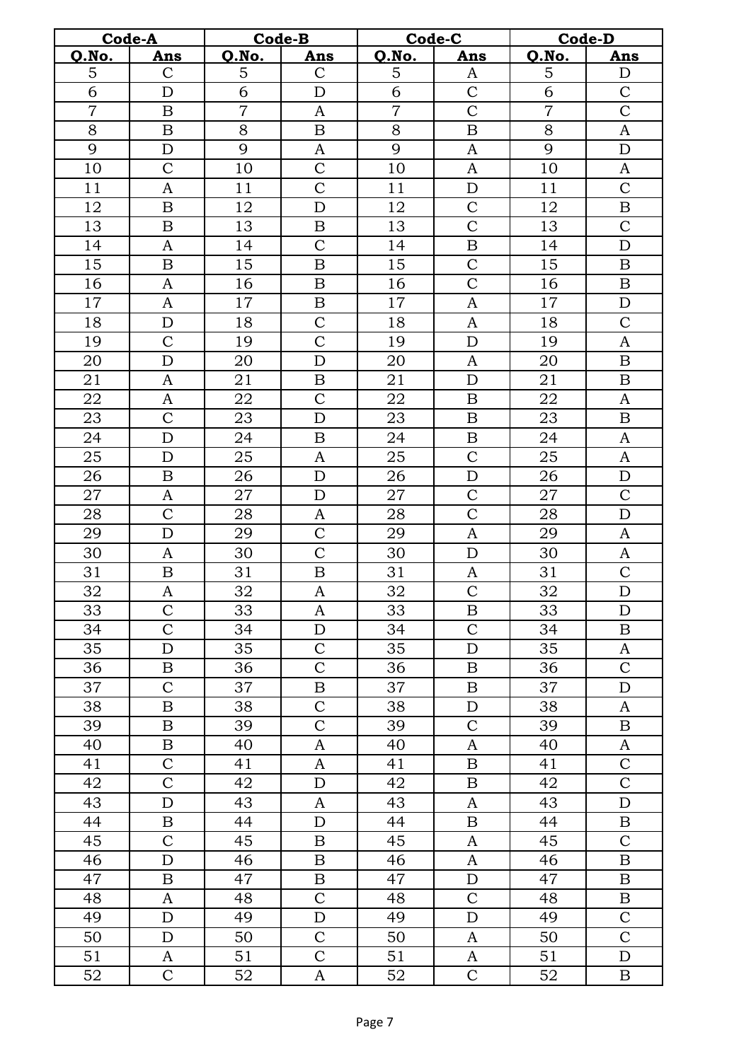| Code-A | | Code-B | | Code-C | | Code-D | |
|---|---|---|---|---|---|---|---|
| Q.No. | Ans | Q.No. | Ans | Q.No. | Ans | Q.No. | Ans |
| 5 | C | 5 | C | 5 | A | 5 | D |
| 6 | D | 6 | D | 6 | C | 6 | C |
| 7 | B | 7 | A | 7 | C | 7 | C |
| 8 | B | 8 | B | 8 | B | 8 | A |
| 9 | D | 9 | A | 9 | A | 9 | D |
| 10 | C | 10 | C | 10 | A | 10 | A |
| 11 | A | 11 | C | 11 | D | 11 | C |
| 12 | B | 12 | D | 12 | C | 12 | B |
| 13 | B | 13 | B | 13 | C | 13 | C |
| 14 | A | 14 | C | 14 | B | 14 | D |
| 15 | B | 15 | B | 15 | C | 15 | B |
| 16 | A | 16 | B | 16 | C | 16 | B |
| 17 | A | 17 | B | 17 | A | 17 | D |
| 18 | D | 18 | C | 18 | A | 18 | C |
| 19 | C | 19 | C | 19 | D | 19 | A |
| 20 | D | 20 | D | 20 | A | 20 | B |
| 21 | A | 21 | B | 21 | D | 21 | B |
| 22 | A | 22 | C | 22 | B | 22 | A |
| 23 | C | 23 | D | 23 | B | 23 | B |
| 24 | D | 24 | B | 24 | B | 24 | A |
| 25 | D | 25 | A | 25 | C | 25 | A |
| 26 | B | 26 | D | 26 | D | 26 | D |
| 27 | A | 27 | D | 27 | C | 27 | C |
| 28 | C | 28 | A | 28 | C | 28 | D |
| 29 | D | 29 | C | 29 | A | 29 | A |
| 30 | A | 30 | C | 30 | D | 30 | A |
| 31 | B | 31 | B | 31 | A | 31 | C |
| 32 | A | 32 | A | 32 | C | 32 | D |
| 33 | C | 33 | A | 33 | B | 33 | D |
| 34 | C | 34 | D | 34 | C | 34 | B |
| 35 | D | 35 | C | 35 | D | 35 | A |
| 36 | B | 36 | C | 36 | B | 36 | C |
| 37 | C | 37 | B | 37 | B | 37 | D |
| 38 | B | 38 | C | 38 | D | 38 | A |
| 39 | B | 39 | C | 39 | C | 39 | B |
| 40 | B | 40 | A | 40 | A | 40 | A |
| 41 | C | 41 | A | 41 | B | 41 | C |
| 42 | C | 42 | D | 42 | B | 42 | C |
| 43 | D | 43 | A | 43 | A | 43 | D |
| 44 | B | 44 | D | 44 | B | 44 | B |
| 45 | C | 45 | B | 45 | A | 45 | C |
| 46 | D | 46 | B | 46 | A | 46 | B |
| 47 | B | 47 | B | 47 | D | 47 | B |
| 48 | A | 48 | C | 48 | C | 48 | B |
| 49 | D | 49 | D | 49 | D | 49 | C |
| 50 | D | 50 | C | 50 | A | 50 | C |
| 51 | A | 51 | C | 51 | A | 51 | D |
| 52 | C | 52 | A | 52 | C | 52 | B |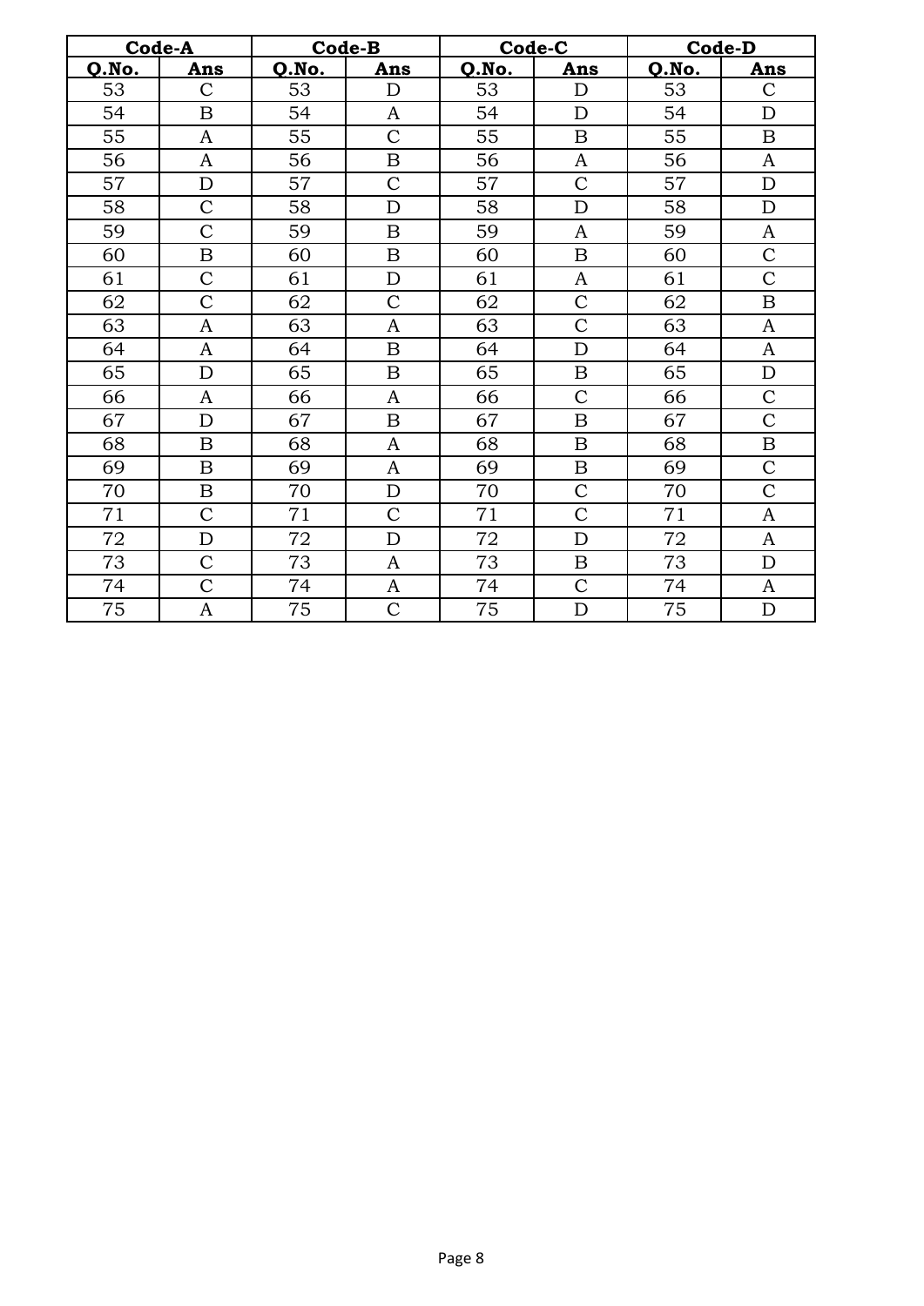| Code-A | | Code-B | | Code-C | | Code-D | |
|---|---|---|---|---|---|---|---|
| **Q.No.** | **Ans** | **Q.No.** | **Ans** | **Q.No.** | **Ans** | **Q.No.** | **Ans** |
| 53 | C | 53 | D | 53 | D | 53 | C |
| 54 | B | 54 | A | 54 | D | 54 | D |
| 55 | A | 55 | C | 55 | B | 55 | B |
| 56 | A | 56 | B | 56 | A | 56 | A |
| 57 | D | 57 | C | 57 | C | 57 | D |
| 58 | C | 58 | D | 58 | D | 58 | D |
| 59 | C | 59 | B | 59 | A | 59 | A |
| 60 | B | 60 | B | 60 | B | 60 | C |
| 61 | C | 61 | D | 61 | A | 61 | C |
| 62 | C | 62 | C | 62 | C | 62 | B |
| 63 | A | 63 | A | 63 | C | 63 | A |
| 64 | A | 64 | B | 64 | D | 64 | A |
| 65 | D | 65 | B | 65 | B | 65 | D |
| 66 | A | 66 | A | 66 | C | 66 | C |
| 67 | D | 67 | B | 67 | B | 67 | C |
| 68 | B | 68 | A | 68 | B | 68 | B |
| 69 | B | 69 | A | 69 | B | 69 | C |
| 70 | B | 70 | D | 70 | C | 70 | C |
| 71 | C | 71 | C | 71 | C | 71 | A |
| 72 | D | 72 | D | 72 | D | 72 | A |
| 73 | C | 73 | A | 73 | B | 73 | D |
| 74 | C | 74 | A | 74 | C | 74 | A |
| 75 | A | 75 | C | 75 | D | 75 | D |